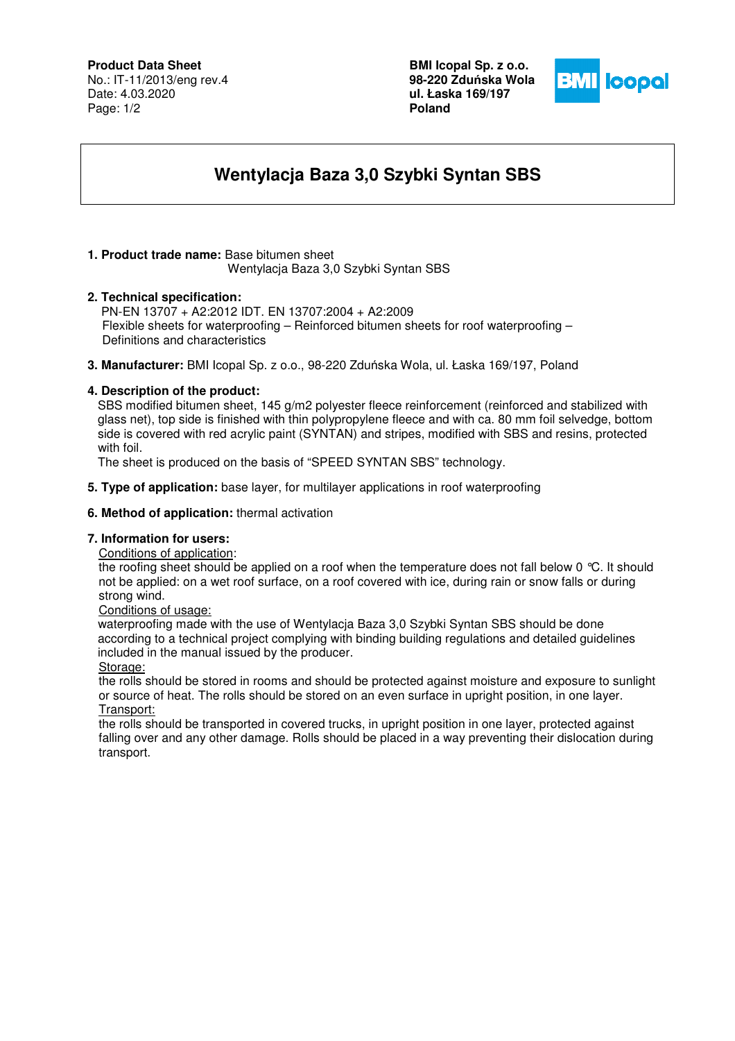**Product Data Sheet**
No.: IT-11/2013/eng rev.4
Date: 4.03.2020

**BMI Icopal Sp. z o.o.**
**98-220 Zduńska Wola**
**ul. Łaska 169/197**
**Poland**

# Wentylacja Baza 3,0 Szybki Syntan SBS

**1. Product trade name:** Base bitumen sheet
Wentylacja Baza 3,0 Szybki Syntan SBS

**2. Technical specification:**
PN-EN 13707 + A2:2012 IDT. EN 13707:2004 + A2:2009
Flexible sheets for waterproofing – Reinforced bitumen sheets for roof waterproofing – Definitions and characteristics

**3. Manufacturer:** BMI Icopal Sp. z o.o., 98-220 Zduńska Wola, ul. Łaska 169/197, Poland

**4. Description of the product:**
SBS modified bitumen sheet, 145 g/m2 polyester fleece reinforcement (reinforced and stabilized with glass net), top side is finished with thin polypropylene fleece and with ca. 80 mm foil selvedge, bottom side is covered with red acrylic paint (SYNTAN) and stripes, modified with SBS and resins, protected with foil.
The sheet is produced on the basis of "SPEED SYNTAN SBS" technology.

**5. Type of application:** base layer, for multilayer applications in roof waterproofing

**6. Method of application:** thermal activation

**7. Information for users:**

Conditions of application:
the roofing sheet should be applied on a roof when the temperature does not fall below 0 °C. It should not be applied: on a wet roof surface, on a roof covered with ice, during rain or snow falls or during strong wind.

Conditions of usage:
waterproofing made with the use of Wentylacja Baza 3,0 Szybki Syntan SBS should be done according to a technical project complying with binding building regulations and detailed guidelines included in the manual issued by the producer.

Storage:
the rolls should be stored in rooms and should be protected against moisture and exposure to sunlight or source of heat. The rolls should be stored on an even surface in upright position, in one layer.

Transport:
the rolls should be transported in covered trucks, in upright position in one layer, protected against falling over and any other damage. Rolls should be placed in a way preventing their dislocation during transport.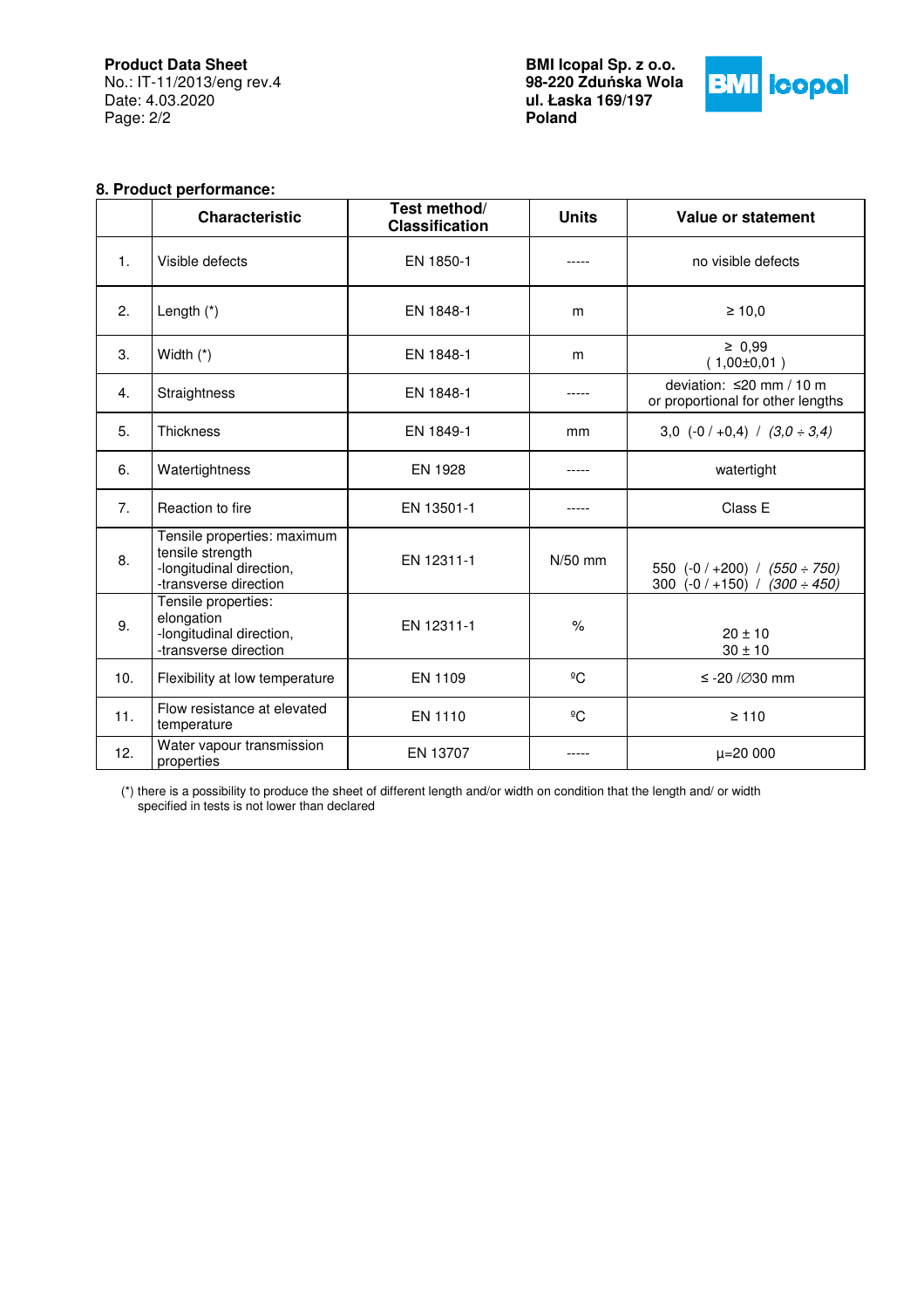**Product Data Sheet**
No.: IT-11/2013/eng rev.4
Date: 4.03.2020
Page: 2/2

**BMI Icopal Sp. z o.o.**
**98-220 Zduńska Wola**
**ul. Łaska 169/197**
**Poland**

### 8. Product performance:

| | Characteristic | Test method/ Classification | Units | Value or statement |
|---|---|---|---|---|
| 1. | Visible defects | EN 1850-1 | ----- | no visible defects |
| 2. | Length (*) | EN 1848-1 | m | ≥ 10,0 |
| 3. | Width (*) | EN 1848-1 | m | ≥ 0,99 ( 1,00±0,01 ) |
| 4. | Straightness | EN 1848-1 | ----- | deviation: ≤20 mm / 10 m or proportional for other lengths |
| 5. | Thickness | EN 1849-1 | mm | 3,0 (-0 / +0,4) / *(3,0 ÷ 3,4)* |
| 6. | Watertightness | EN 1928 | ----- | watertight |
| 7. | Reaction to fire | EN 13501-1 | ----- | Class E |
| 8. | Tensile properties: maximum tensile strength -longitudinal direction, -transverse direction | EN 12311-1 | N/50 mm | 550 (-0 / +200) / *(550 ÷ 750)* 300 (-0 / +150) / *(300 ÷ 450)* |
| 9. | Tensile properties: elongation -longitudinal direction, -transverse direction | EN 12311-1 | % | 20 ± 10 30 ± 10 |
| 10. | Flexibility at low temperature | EN 1109 | ºC | ≤ -20 /∅30 mm |
| 11. | Flow resistance at elevated temperature | EN 1110 | ºC | ≥ 110 |
| 12. | Water vapour transmission properties | EN 13707 | ----- | μ=20 000 |

(*) there is a possibility to produce the sheet of different length and/or width on condition that the length and/ or width specified in tests is not lower than declared